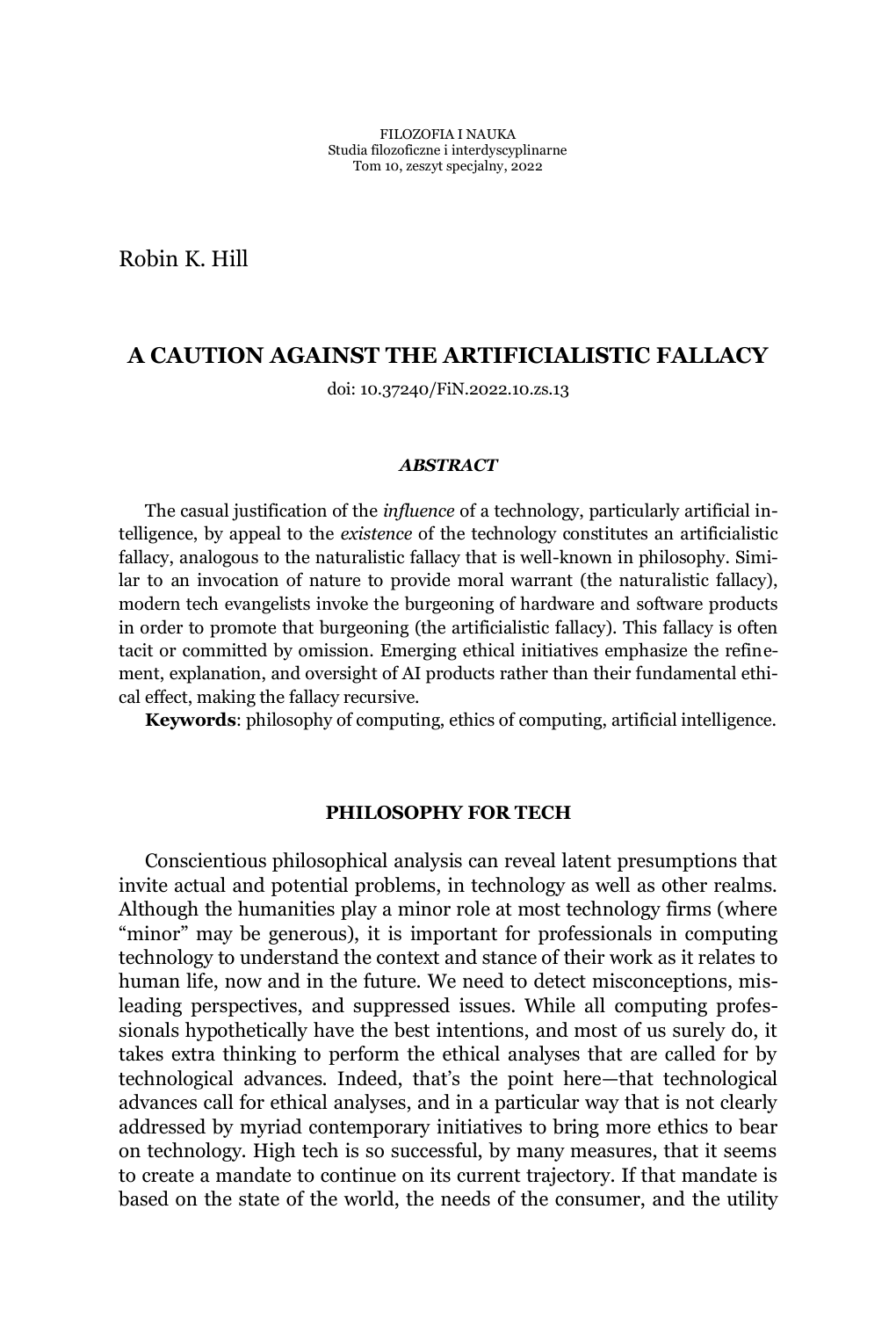FILOZOFIA I NAUKA
Studia filozoficzne i interdyscyplinarne
Tom 10, zeszyt specjalny, 2022

Robin K. Hill

# A CAUTION AGAINST THE ARTIFICIALISTIC FALLACY

doi: 10.37240/FiN.2022.10.zs.13

### *ABSTRACT*

The casual justification of the *influence* of a technology, particularly artificial intelligence, by appeal to the *existence* of the technology constitutes an artificialistic fallacy, analogous to the naturalistic fallacy that is well-known in philosophy. Similar to an invocation of nature to provide moral warrant (the naturalistic fallacy), modern tech evangelists invoke the burgeoning of hardware and software products in order to promote that burgeoning (the artificialistic fallacy). This fallacy is often tacit or committed by omission. Emerging ethical initiatives emphasize the refinement, explanation, and oversight of AI products rather than their fundamental ethical effect, making the fallacy recursive.

**Keywords**: philosophy of computing, ethics of computing, artificial intelligence.

## PHILOSOPHY FOR TECH

Conscientious philosophical analysis can reveal latent presumptions that invite actual and potential problems, in technology as well as other realms. Although the humanities play a minor role at most technology firms (where "minor" may be generous), it is important for professionals in computing technology to understand the context and stance of their work as it relates to human life, now and in the future. We need to detect misconceptions, misleading perspectives, and suppressed issues. While all computing professionals hypothetically have the best intentions, and most of us surely do, it takes extra thinking to perform the ethical analyses that are called for by technological advances. Indeed, that's the point here—that technological advances call for ethical analyses, and in a particular way that is not clearly addressed by myriad contemporary initiatives to bring more ethics to bear on technology. High tech is so successful, by many measures, that it seems to create a mandate to continue on its current trajectory. If that mandate is based on the state of the world, the needs of the consumer, and the utility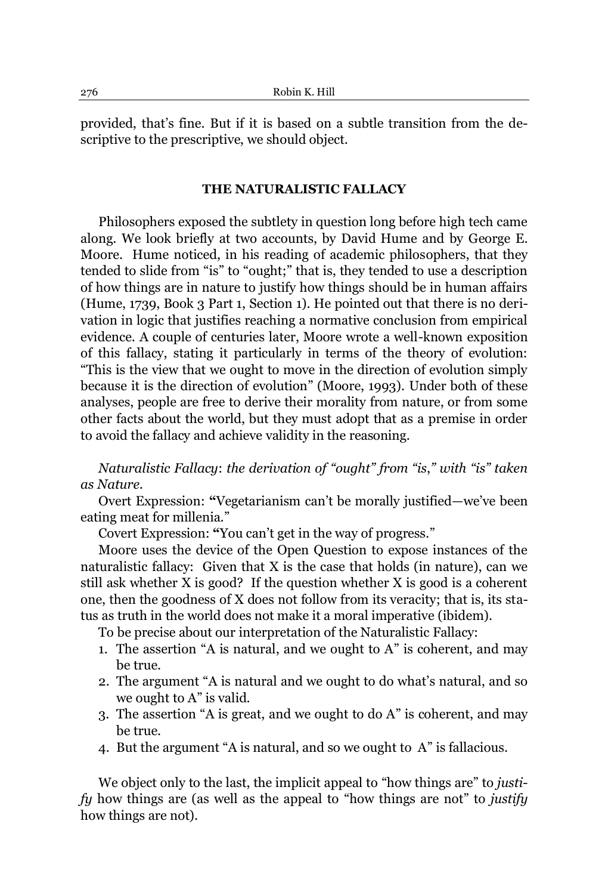provided, that's fine. But if it is based on a subtle transition from the descriptive to the prescriptive, we should object.

## THE NATURALISTIC FALLACY

Philosophers exposed the subtlety in question long before high tech came along. We look briefly at two accounts, by David Hume and by George E. Moore. Hume noticed, in his reading of academic philosophers, that they tended to slide from "is" to "ought;" that is, they tended to use a description of how things are in nature to justify how things should be in human affairs (Hume, 1739, Book 3 Part 1, Section 1). He pointed out that there is no derivation in logic that justifies reaching a normative conclusion from empirical evidence. A couple of centuries later, Moore wrote a well-known exposition of this fallacy, stating it particularly in terms of the theory of evolution: "This is the view that we ought to move in the direction of evolution simply because it is the direction of evolution" (Moore, 1993). Under both of these analyses, people are free to derive their morality from nature, or from some other facts about the world, but they must adopt that as a premise in order to avoid the fallacy and achieve validity in the reasoning.

*Naturalistic Fallacy*: *the derivation of "ought" from "is," with "is" taken as Nature.*

Overt Expression: "Vegetarianism can't be morally justified—we've been eating meat for millenia."

Covert Expression: "You can't get in the way of progress."

Moore uses the device of the Open Question to expose instances of the naturalistic fallacy: Given that X is the case that holds (in nature), can we still ask whether X is good? If the question whether X is good is a coherent one, then the goodness of X does not follow from its veracity; that is, its status as truth in the world does not make it a moral imperative (ibidem).

To be precise about our interpretation of the Naturalistic Fallacy:

1. The assertion "A is natural, and we ought to A" is coherent, and may be true.
2. The argument "A is natural and we ought to do what's natural, and so we ought to A" is valid.
3. The assertion "A is great, and we ought to do A" is coherent, and may be true.
4. But the argument "A is natural, and so we ought to A" is fallacious.

We object only to the last, the implicit appeal to "how things are" to *justify* how things are (as well as the appeal to "how things are not" to *justify* how things are not).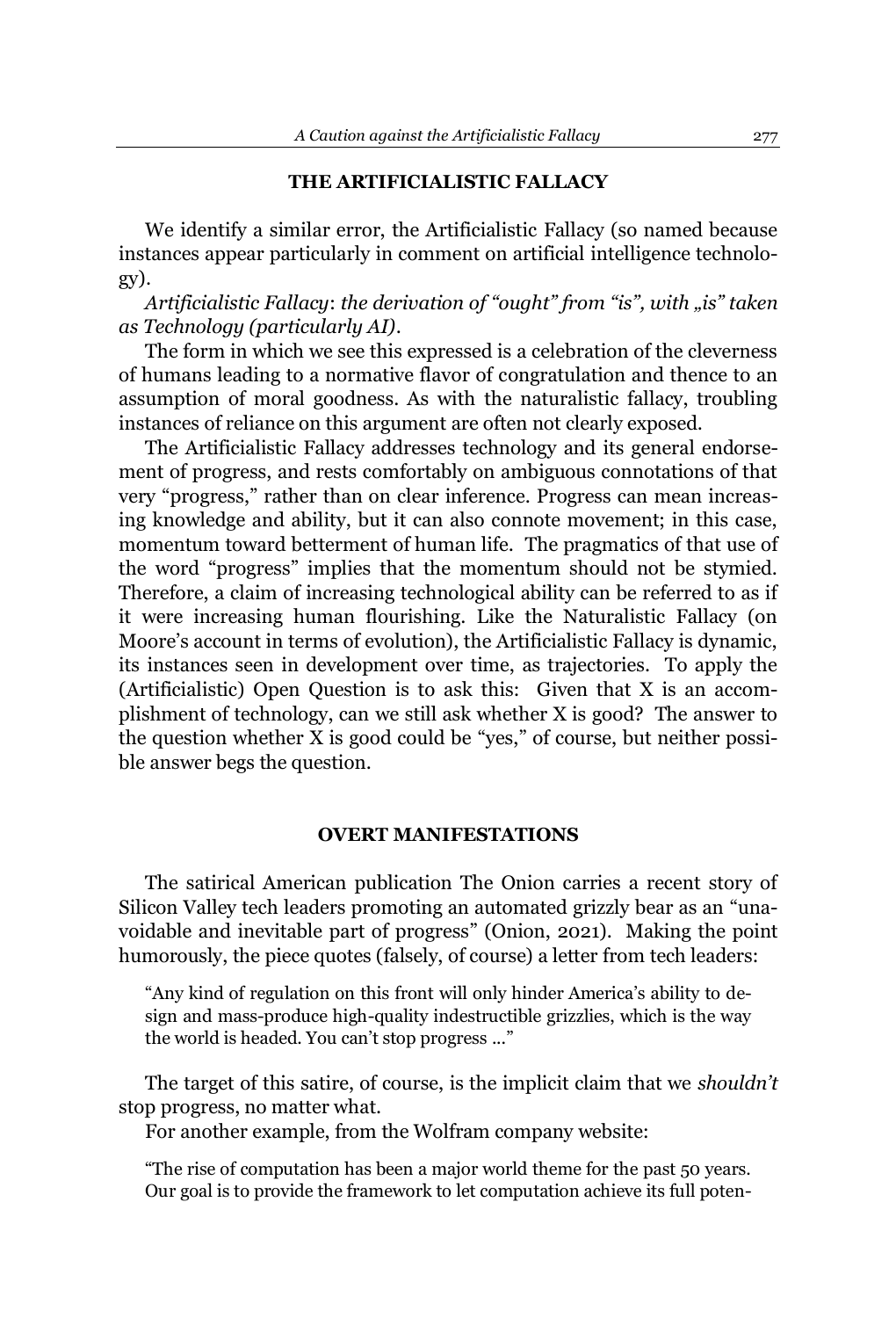## THE ARTIFICIALISTIC FALLACY

We identify a similar error, the Artificialistic Fallacy (so named because instances appear particularly in comment on artificial intelligence technology).

*Artificialistic Fallacy*: *the derivation of "ought" from "is", with „is" taken as Technology (particularly AI).*

The form in which we see this expressed is a celebration of the cleverness of humans leading to a normative flavor of congratulation and thence to an assumption of moral goodness. As with the naturalistic fallacy, troubling instances of reliance on this argument are often not clearly exposed.

The Artificialistic Fallacy addresses technology and its general endorsement of progress, and rests comfortably on ambiguous connotations of that very "progress," rather than on clear inference. Progress can mean increasing knowledge and ability, but it can also connote movement; in this case, momentum toward betterment of human life. The pragmatics of that use of the word "progress" implies that the momentum should not be stymied. Therefore, a claim of increasing technological ability can be referred to as if it were increasing human flourishing. Like the Naturalistic Fallacy (on Moore's account in terms of evolution), the Artificialistic Fallacy is dynamic, its instances seen in development over time, as trajectories. To apply the (Artificialistic) Open Question is to ask this: Given that X is an accomplishment of technology, can we still ask whether X is good? The answer to the question whether X is good could be "yes," of course, but neither possible answer begs the question.

## OVERT MANIFESTATIONS

The satirical American publication The Onion carries a recent story of Silicon Valley tech leaders promoting an automated grizzly bear as an "unavoidable and inevitable part of progress" (Onion, 2021). Making the point humorously, the piece quotes (falsely, of course) a letter from tech leaders:

> "Any kind of regulation on this front will only hinder America's ability to design and mass-produce high-quality indestructible grizzlies, which is the way the world is headed. You can't stop progress ..."

The target of this satire, of course, is the implicit claim that we *shouldn't* stop progress, no matter what.

For another example, from the Wolfram company website:

> "The rise of computation has been a major world theme for the past 50 years. Our goal is to provide the framework to let computation achieve its full poten-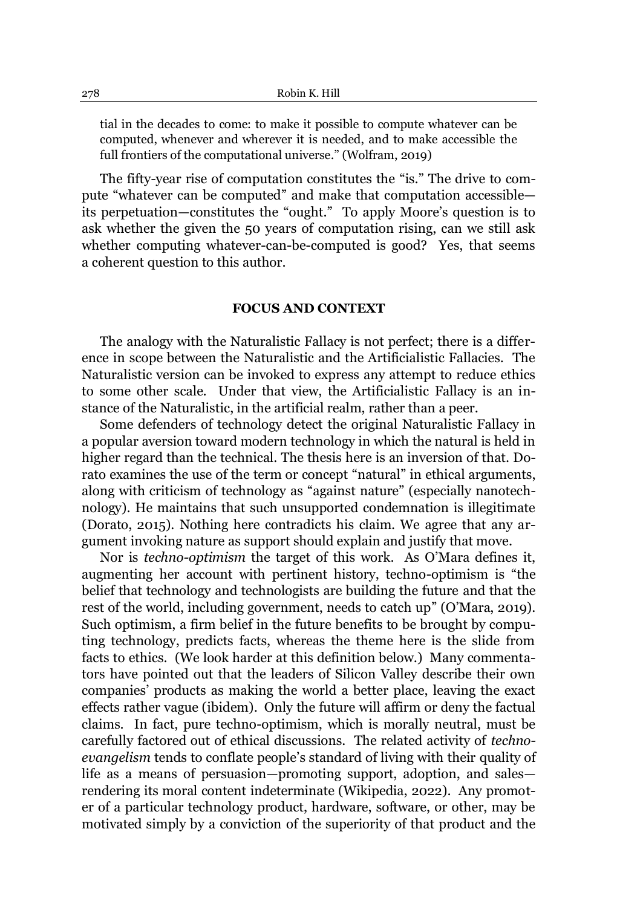tial in the decades to come: to make it possible to compute whatever can be computed, whenever and wherever it is needed, and to make accessible the full frontiers of the computational universe." (Wolfram, 2019)

The fifty-year rise of computation constitutes the "is." The drive to compute "whatever can be computed" and make that computation accessible—its perpetuation—constitutes the "ought." To apply Moore's question is to ask whether the given the 50 years of computation rising, can we still ask whether computing whatever-can-be-computed is good? Yes, that seems a coherent question to this author.

## FOCUS AND CONTEXT

The analogy with the Naturalistic Fallacy is not perfect; there is a difference in scope between the Naturalistic and the Artificialistic Fallacies. The Naturalistic version can be invoked to express any attempt to reduce ethics to some other scale. Under that view, the Artificialistic Fallacy is an instance of the Naturalistic, in the artificial realm, rather than a peer.

Some defenders of technology detect the original Naturalistic Fallacy in a popular aversion toward modern technology in which the natural is held in higher regard than the technical. The thesis here is an inversion of that. Dorato examines the use of the term or concept "natural" in ethical arguments, along with criticism of technology as "against nature" (especially nanotechnology). He maintains that such unsupported condemnation is illegitimate (Dorato, 2015). Nothing here contradicts his claim. We agree that any argument invoking nature as support should explain and justify that move.

Nor is *techno-optimism* the target of this work. As O'Mara defines it, augmenting her account with pertinent history, techno-optimism is "the belief that technology and technologists are building the future and that the rest of the world, including government, needs to catch up" (O'Mara, 2019). Such optimism, a firm belief in the future benefits to be brought by computing technology, predicts facts, whereas the theme here is the slide from facts to ethics. (We look harder at this definition below.) Many commentators have pointed out that the leaders of Silicon Valley describe their own companies' products as making the world a better place, leaving the exact effects rather vague (ibidem). Only the future will affirm or deny the factual claims. In fact, pure techno-optimism, which is morally neutral, must be carefully factored out of ethical discussions. The related activity of *techno-evangelism* tends to conflate people's standard of living with their quality of life as a means of persuasion—promoting support, adoption, and sales—rendering its moral content indeterminate (Wikipedia, 2022). Any promoter of a particular technology product, hardware, software, or other, may be motivated simply by a conviction of the superiority of that product and the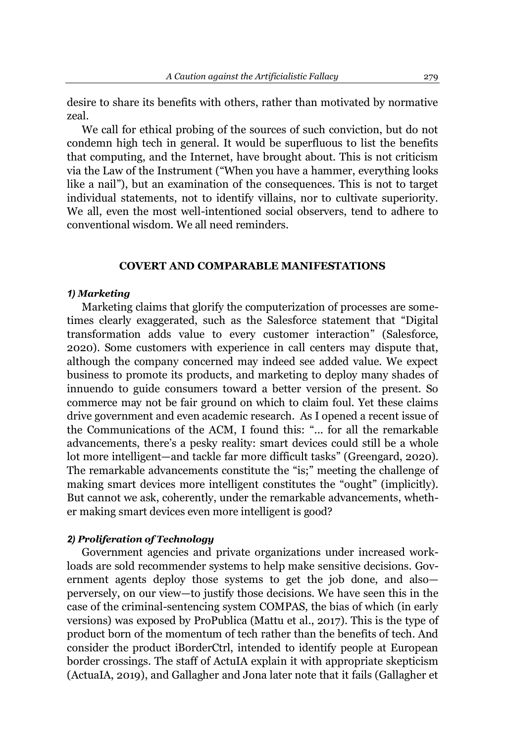desire to share its benefits with others, rather than motivated by normative zeal.

We call for ethical probing of the sources of such conviction, but do not condemn high tech in general. It would be superfluous to list the benefits that computing, and the Internet, have brought about. This is not criticism via the Law of the Instrument ("When you have a hammer, everything looks like a nail"), but an examination of the consequences. This is not to target individual statements, not to identify villains, nor to cultivate superiority. We all, even the most well-intentioned social observers, tend to adhere to conventional wisdom. We all need reminders.

## COVERT AND COMPARABLE MANIFESTATIONS

### *1) Marketing*

Marketing claims that glorify the computerization of processes are sometimes clearly exaggerated, such as the Salesforce statement that "Digital transformation adds value to every customer interaction" (Salesforce, 2020). Some customers with experience in call centers may dispute that, although the company concerned may indeed see added value. We expect business to promote its products, and marketing to deploy many shades of innuendo to guide consumers toward a better version of the present. So commerce may not be fair ground on which to claim foul. Yet these claims drive government and even academic research. As I opened a recent issue of the Communications of the ACM, I found this: "... for all the remarkable advancements, there's a pesky reality: smart devices could still be a whole lot more intelligent—and tackle far more difficult tasks" (Greengard, 2020). The remarkable advancements constitute the "is;" meeting the challenge of making smart devices more intelligent constitutes the "ought" (implicitly). But cannot we ask, coherently, under the remarkable advancements, whether making smart devices even more intelligent is good?

### *2) Proliferation of Technology*

Government agencies and private organizations under increased workloads are sold recommender systems to help make sensitive decisions. Government agents deploy those systems to get the job done, and also—perversely, on our view—to justify those decisions. We have seen this in the case of the criminal-sentencing system COMPAS, the bias of which (in early versions) was exposed by ProPublica (Mattu et al., 2017). This is the type of product born of the momentum of tech rather than the benefits of tech. And consider the product iBorderCtrl, intended to identify people at European border crossings. The staff of ActuIA explain it with appropriate skepticism (ActuaIA, 2019), and Gallagher and Jona later note that it fails (Gallagher et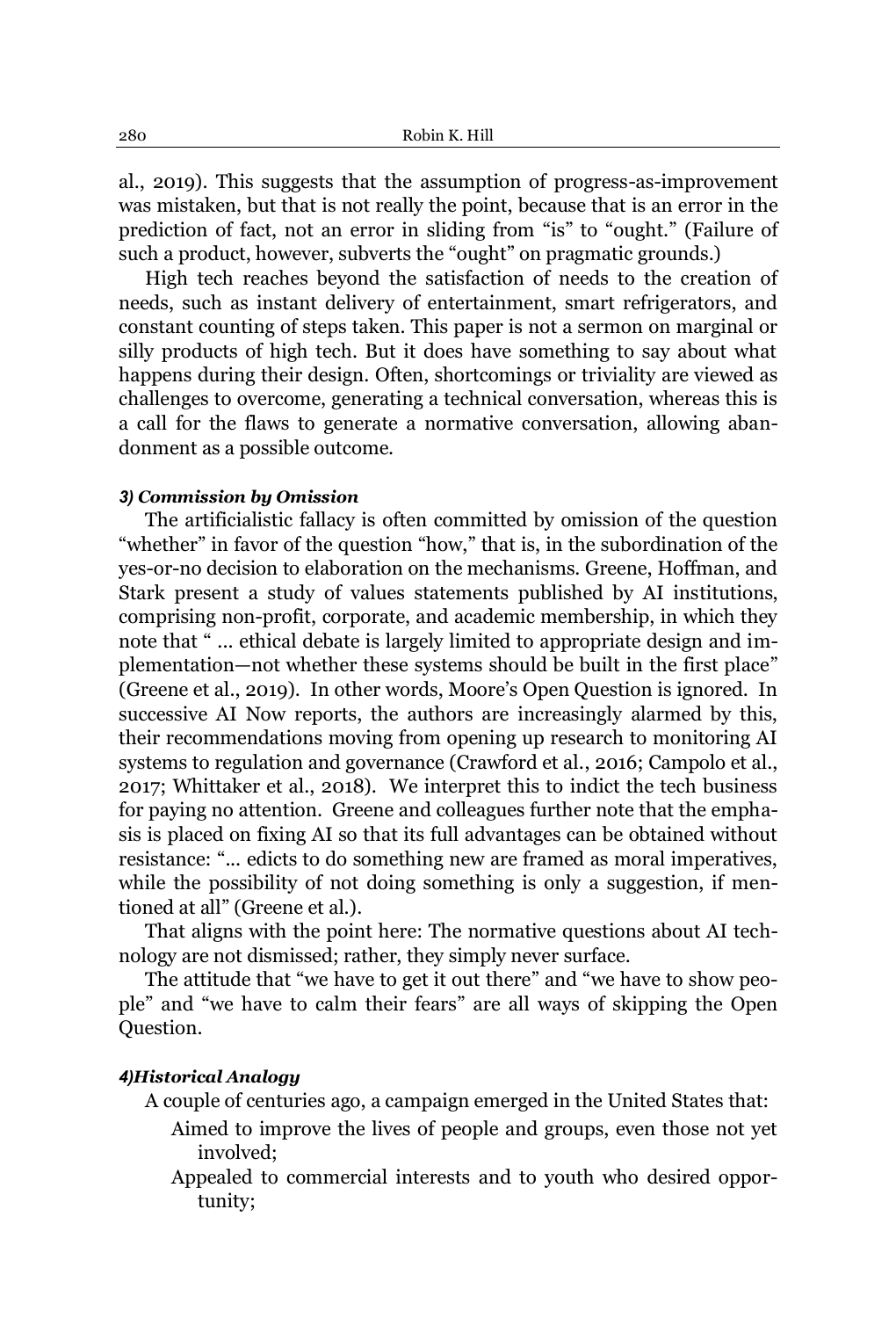al., 2019). This suggests that the assumption of progress-as-improvement was mistaken, but that is not really the point, because that is an error in the prediction of fact, not an error in sliding from "is" to "ought." (Failure of such a product, however, subverts the "ought" on pragmatic grounds.)

High tech reaches beyond the satisfaction of needs to the creation of needs, such as instant delivery of entertainment, smart refrigerators, and constant counting of steps taken. This paper is not a sermon on marginal or silly products of high tech. But it does have something to say about what happens during their design. Often, shortcomings or triviality are viewed as challenges to overcome, generating a technical conversation, whereas this is a call for the flaws to generate a normative conversation, allowing abandonment as a possible outcome.

#### *3) Commission by Omission*

The artificialistic fallacy is often committed by omission of the question "whether" in favor of the question "how," that is, in the subordination of the yes-or-no decision to elaboration on the mechanisms. Greene, Hoffman, and Stark present a study of values statements published by AI institutions, comprising non-profit, corporate, and academic membership, in which they note that " ... ethical debate is largely limited to appropriate design and implementation—not whether these systems should be built in the first place" (Greene et al., 2019). In other words, Moore's Open Question is ignored. In successive AI Now reports, the authors are increasingly alarmed by this, their recommendations moving from opening up research to monitoring AI systems to regulation and governance (Crawford et al., 2016; Campolo et al., 2017; Whittaker et al., 2018). We interpret this to indict the tech business for paying no attention. Greene and colleagues further note that the emphasis is placed on fixing AI so that its full advantages can be obtained without resistance: "... edicts to do something new are framed as moral imperatives, while the possibility of not doing something is only a suggestion, if mentioned at all" (Greene et al.).

That aligns with the point here: The normative questions about AI technology are not dismissed; rather, they simply never surface.

The attitude that "we have to get it out there" and "we have to show people" and "we have to calm their fears" are all ways of skipping the Open Question.

#### *4)Historical Analogy*

A couple of centuries ago, a campaign emerged in the United States that:

- Aimed to improve the lives of people and groups, even those not yet involved;
- Appealed to commercial interests and to youth who desired opportunity;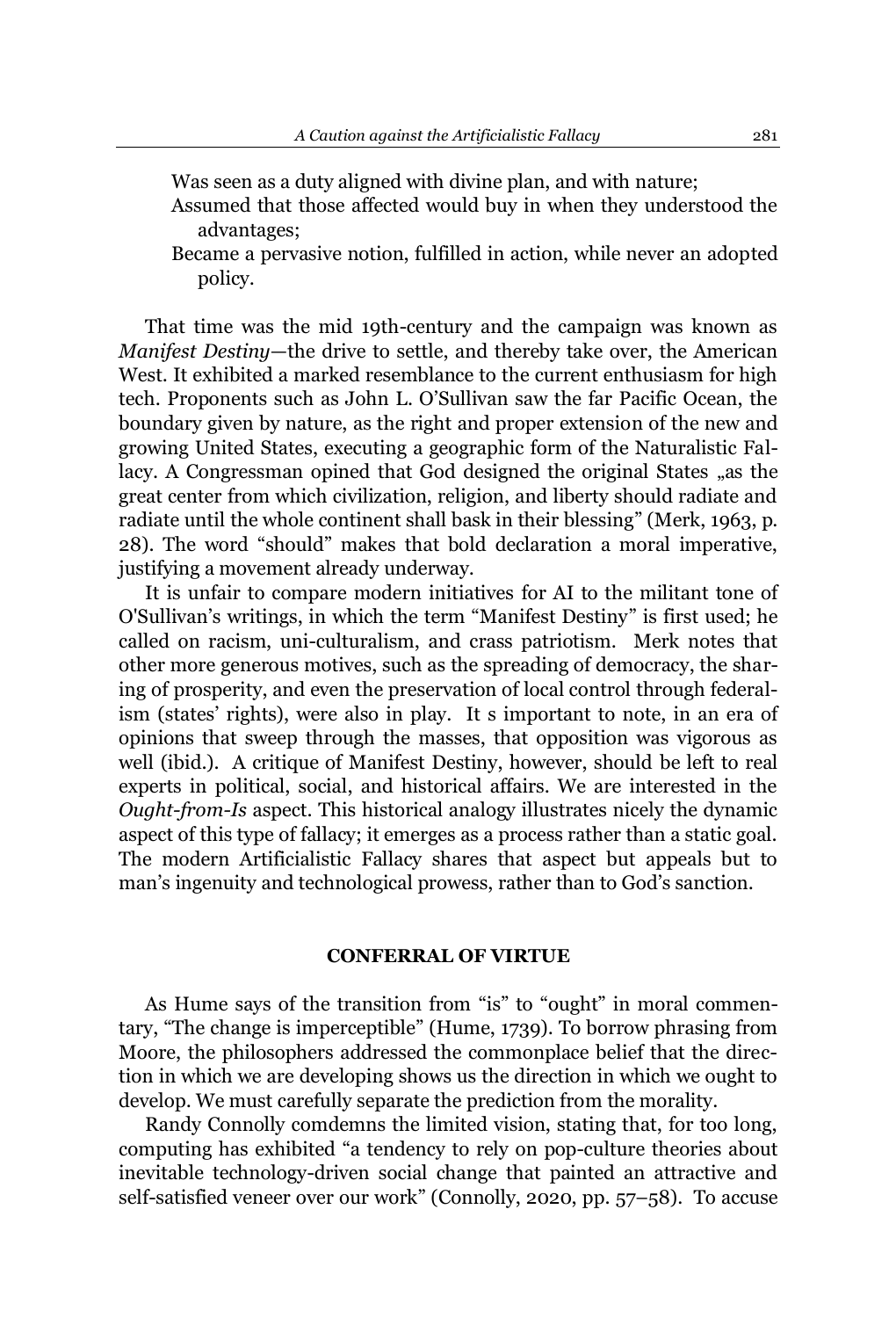Was seen as a duty aligned with divine plan, and with nature;

Assumed that those affected would buy in when they understood the advantages;

Became a pervasive notion, fulfilled in action, while never an adopted policy.

That time was the mid 19th-century and the campaign was known as *Manifest Destiny*—the drive to settle, and thereby take over, the American West. It exhibited a marked resemblance to the current enthusiasm for high tech. Proponents such as John L. O'Sullivan saw the far Pacific Ocean, the boundary given by nature, as the right and proper extension of the new and growing United States, executing a geographic form of the Naturalistic Fallacy. A Congressman opined that God designed the original States „as the great center from which civilization, religion, and liberty should radiate and radiate until the whole continent shall bask in their blessing" (Merk, 1963, p. 28). The word "should" makes that bold declaration a moral imperative, justifying a movement already underway.

It is unfair to compare modern initiatives for AI to the militant tone of O'Sullivan's writings, in which the term "Manifest Destiny" is first used; he called on racism, uni-culturalism, and crass patriotism. Merk notes that other more generous motives, such as the spreading of democracy, the sharing of prosperity, and even the preservation of local control through federalism (states' rights), were also in play. It s important to note, in an era of opinions that sweep through the masses, that opposition was vigorous as well (ibid.). A critique of Manifest Destiny, however, should be left to real experts in political, social, and historical affairs. We are interested in the *Ought-from-Is* aspect. This historical analogy illustrates nicely the dynamic aspect of this type of fallacy; it emerges as a process rather than a static goal. The modern Artificialistic Fallacy shares that aspect but appeals but to man's ingenuity and technological prowess, rather than to God's sanction.

## CONFERRAL OF VIRTUE

As Hume says of the transition from "is" to "ought" in moral commentary, "The change is imperceptible" (Hume, 1739). To borrow phrasing from Moore, the philosophers addressed the commonplace belief that the direction in which we are developing shows us the direction in which we ought to develop. We must carefully separate the prediction from the morality.

Randy Connolly comdemns the limited vision, stating that, for too long, computing has exhibited "a tendency to rely on pop-culture theories about inevitable technology-driven social change that painted an attractive and self-satisfied veneer over our work" (Connolly, 2020, pp. 57–58). To accuse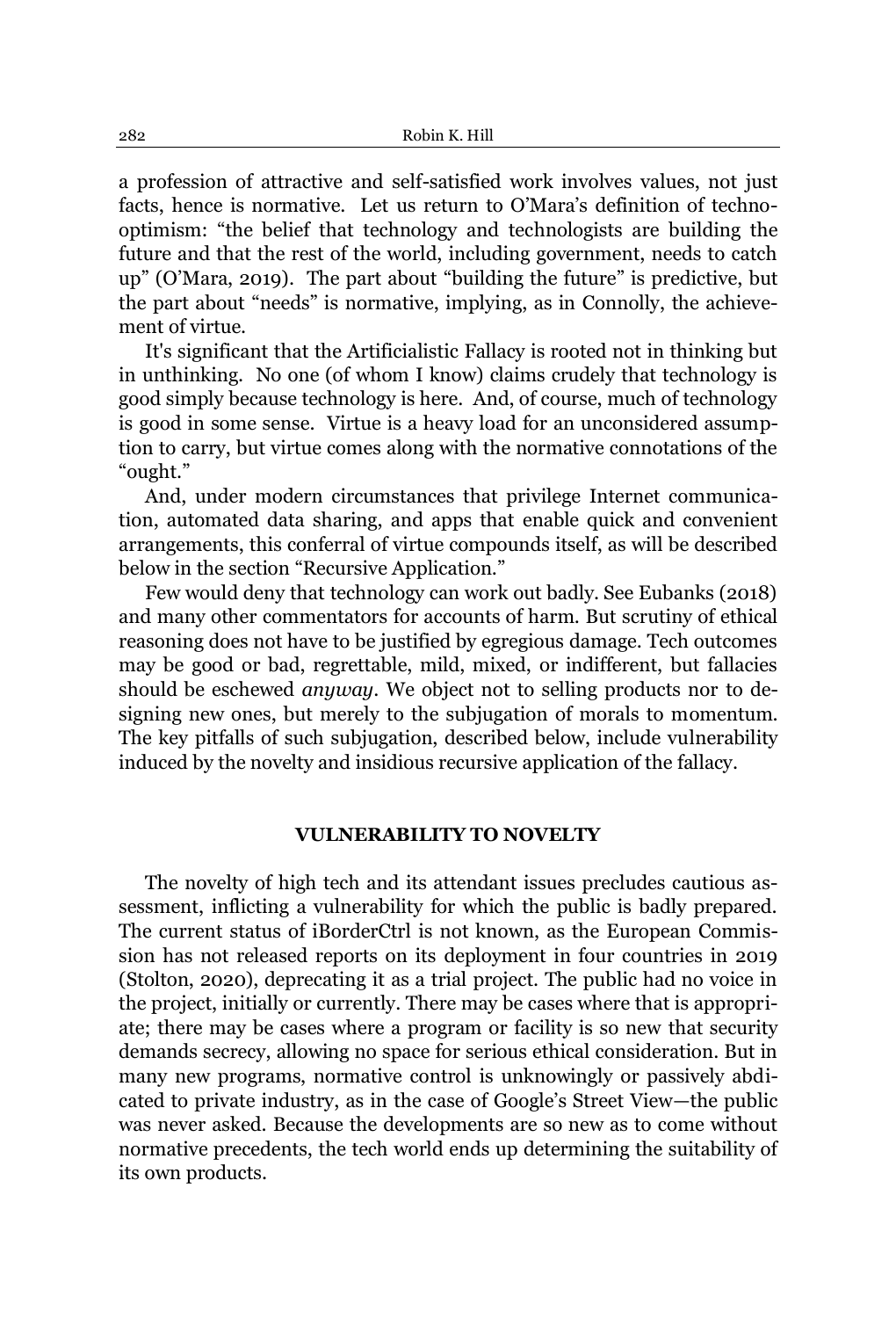a profession of attractive and self-satisfied work involves values, not just facts, hence is normative. Let us return to O'Mara's definition of techno-optimism: "the belief that technology and technologists are building the future and that the rest of the world, including government, needs to catch up" (O'Mara, 2019). The part about "building the future" is predictive, but the part about "needs" is normative, implying, as in Connolly, the achievement of virtue.

It's significant that the Artificialistic Fallacy is rooted not in thinking but in unthinking. No one (of whom I know) claims crudely that technology is good simply because technology is here. And, of course, much of technology is good in some sense. Virtue is a heavy load for an unconsidered assumption to carry, but virtue comes along with the normative connotations of the "ought."

And, under modern circumstances that privilege Internet communication, automated data sharing, and apps that enable quick and convenient arrangements, this conferral of virtue compounds itself, as will be described below in the section "Recursive Application."

Few would deny that technology can work out badly. See Eubanks (2018) and many other commentators for accounts of harm. But scrutiny of ethical reasoning does not have to be justified by egregious damage. Tech outcomes may be good or bad, regrettable, mild, mixed, or indifferent, but fallacies should be eschewed *anyway*. We object not to selling products nor to designing new ones, but merely to the subjugation of morals to momentum. The key pitfalls of such subjugation, described below, include vulnerability induced by the novelty and insidious recursive application of the fallacy.

## VULNERABILITY TO NOVELTY

The novelty of high tech and its attendant issues precludes cautious assessment, inflicting a vulnerability for which the public is badly prepared. The current status of iBorderCtrl is not known, as the European Commission has not released reports on its deployment in four countries in 2019 (Stolton, 2020), deprecating it as a trial project. The public had no voice in the project, initially or currently. There may be cases where that is appropriate; there may be cases where a program or facility is so new that security demands secrecy, allowing no space for serious ethical consideration. But in many new programs, normative control is unknowingly or passively abdicated to private industry, as in the case of Google's Street View—the public was never asked. Because the developments are so new as to come without normative precedents, the tech world ends up determining the suitability of its own products.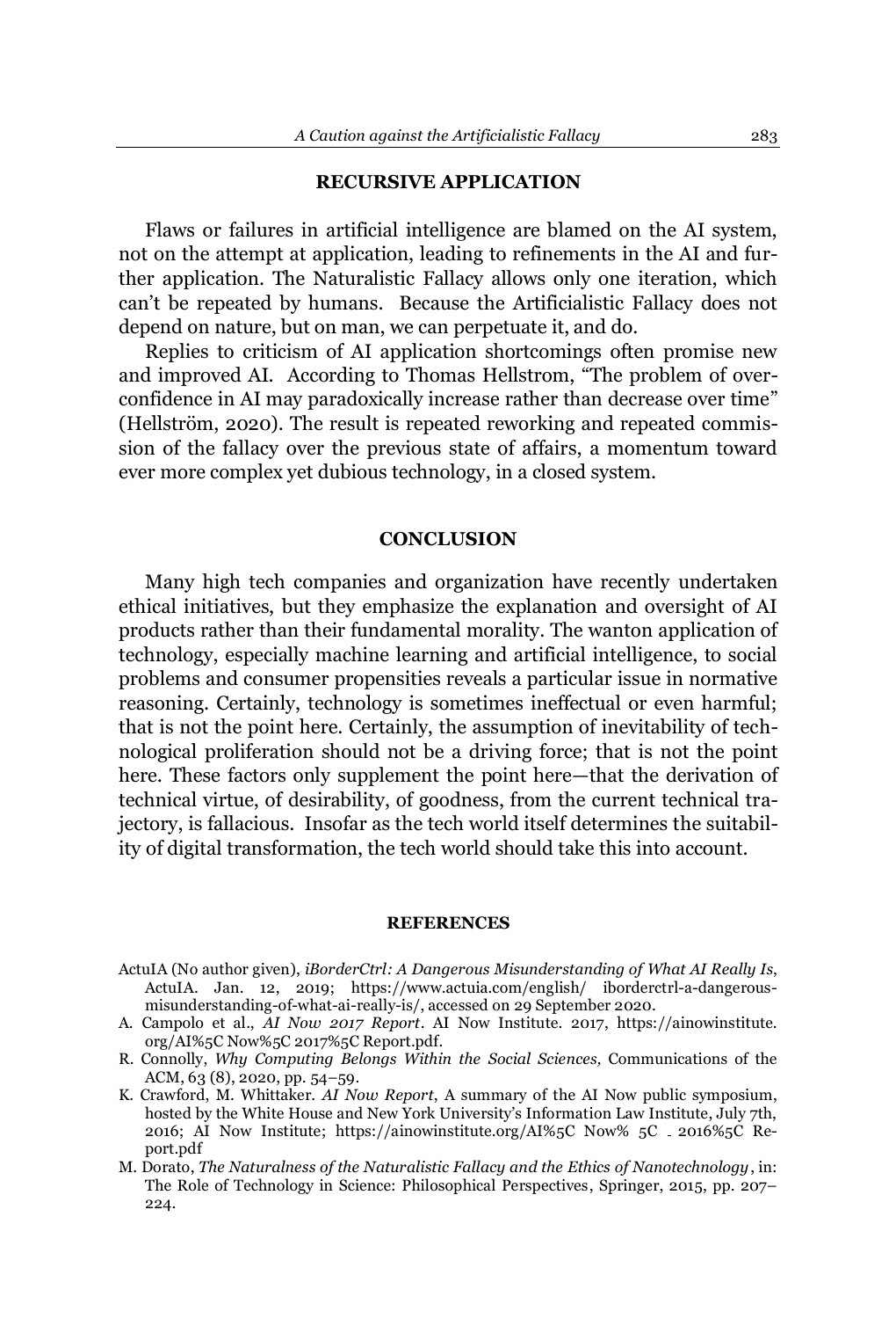## RECURSIVE APPLICATION

Flaws or failures in artificial intelligence are blamed on the AI system, not on the attempt at application, leading to refinements in the AI and further application. The Naturalistic Fallacy allows only one iteration, which can't be repeated by humans. Because the Artificialistic Fallacy does not depend on nature, but on man, we can perpetuate it, and do.

Replies to criticism of AI application shortcomings often promise new and improved AI. According to Thomas Hellstrom, "The problem of overconfidence in AI may paradoxically increase rather than decrease over time" (Hellström, 2020). The result is repeated reworking and repeated commission of the fallacy over the previous state of affairs, a momentum toward ever more complex yet dubious technology, in a closed system.

## CONCLUSION

Many high tech companies and organization have recently undertaken ethical initiatives, but they emphasize the explanation and oversight of AI products rather than their fundamental morality. The wanton application of technology, especially machine learning and artificial intelligence, to social problems and consumer propensities reveals a particular issue in normative reasoning. Certainly, technology is sometimes ineffectual or even harmful; that is not the point here. Certainly, the assumption of inevitability of technological proliferation should not be a driving force; that is not the point here. These factors only supplement the point here—that the derivation of technical virtue, of desirability, of goodness, from the current technical trajectory, is fallacious. Insofar as the tech world itself determines the suitability of digital transformation, the tech world should take this into account.

## REFERENCES

- ActuIA (No author given), *iBorderCtrl: A Dangerous Misunderstanding of What AI Really Is*, ActuIA. Jan. 12, 2019; https://www.actuia.com/english/ iborderctrl-a-dangerous-misunderstanding-of-what-ai-really-is/, accessed on 29 September 2020.
- A. Campolo et al., *AI Now 2017 Report*. AI Now Institute. 2017, https://ainowinstitute.org/AI%5C Now%5C 2017%5C Report.pdf.
- R. Connolly, *Why Computing Belongs Within the Social Sciences,* Communications of the ACM, 63 (8), 2020, pp. 54–59.
- K. Crawford, M. Whittaker. *AI Now Report*, A summary of the AI Now public symposium, hosted by the White House and New York University's Information Law Institute, July 7th, 2016; AI Now Institute; https://ainowinstitute.org/AI%5C Now% 5C _ 2016%5C Report.pdf
- M. Dorato, *The Naturalness of the Naturalistic Fallacy and the Ethics of Nanotechnology*, in: The Role of Technology in Science: Philosophical Perspectives, Springer, 2015, pp. 207–224.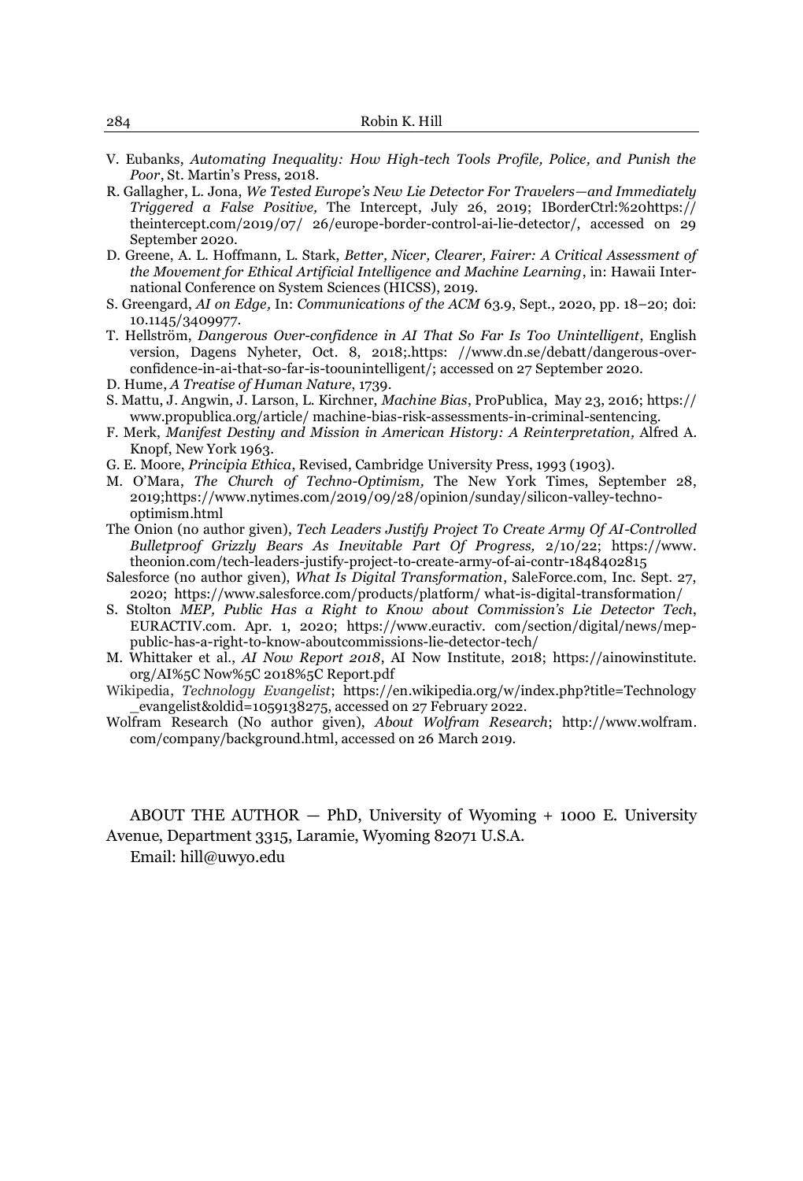V. Eubanks, *Automating Inequality: How High-tech Tools Profile, Police, and Punish the Poor*, St. Martin's Press, 2018.

R. Gallagher, L. Jona, *We Tested Europe's New Lie Detector For Travelers—and Immediately Triggered a False Positive,* The Intercept, July 26, 2019; IBorderCtrl:%20https:// theintercept.com/2019/07/ 26/europe-border-control-ai-lie-detector/, accessed on 29 September 2020.

D. Greene, A. L. Hoffmann, L. Stark, *Better, Nicer, Clearer, Fairer: A Critical Assessment of the Movement for Ethical Artificial Intelligence and Machine Learning*, in: Hawaii International Conference on System Sciences (HICSS), 2019.

S. Greengard, *AI on Edge,* In: *Communications of the ACM* 63.9, Sept., 2020, pp. 18–20; doi: 10.1145/3409977.

T. Hellström, *Dangerous Over-confidence in AI That So Far Is Too Unintelligent*, English version, Dagens Nyheter, Oct. 8, 2018;.https: //www.dn.se/debatt/dangerous-over-confidence-in-ai-that-so-far-is-toounintelligent/; accessed on 27 September 2020.

D. Hume, *A Treatise of Human Nature*, 1739.

S. Mattu, J. Angwin, J. Larson, L. Kirchner, *Machine Bias*, ProPublica, May 23, 2016; https:// www.propublica.org/article/ machine-bias-risk-assessments-in-criminal-sentencing.

F. Merk, *Manifest Destiny and Mission in American History: A Reinterpretation,* Alfred A. Knopf, New York 1963.

G. E. Moore, *Principia Ethica*, Revised, Cambridge University Press, 1993 (1903).

M. O'Mara, *The Church of Techno-Optimism,* The New York Times, September 28, 2019;https://www.nytimes.com/2019/09/28/opinion/sunday/silicon-valley-techno-optimism.html

The Onion (no author given), *Tech Leaders Justify Project To Create Army Of AI-Controlled Bulletproof Grizzly Bears As Inevitable Part Of Progress,* 2/10/22; https://www.theonion.com/tech-leaders-justify-project-to-create-army-of-ai-contr-1848402815

Salesforce (no author given), *What Is Digital Transformation*, SaleForce.com, Inc. Sept. 27, 2020; https://www.salesforce.com/products/platform/ what-is-digital-transformation/

S. Stolton *MEP, Public Has a Right to Know about Commission's Lie Detector Tech*, EURACTIV.com. Apr. 1, 2020; https://www.euractiv. com/section/digital/news/mep-public-has-a-right-to-know-aboutcommissions-lie-detector-tech/

M. Whittaker et al., *AI Now Report 2018*, AI Now Institute, 2018; https://ainowinstitute. org/AI%5C Now%5C 2018%5C Report.pdf

Wikipedia, *Technology Evangelist*; https://en.wikipedia.org/w/index.php?title=Technology _evangelist&oldid=1059138275, accessed on 27 February 2022.

Wolfram Research (No author given), *About Wolfram Research*; http://www.wolfram. com/company/background.html, accessed on 26 March 2019.

ABOUT THE AUTHOR — PhD, University of Wyoming + 1000 E. University Avenue, Department 3315, Laramie, Wyoming 82071 U.S.A.

Email: hill@uwyo.edu